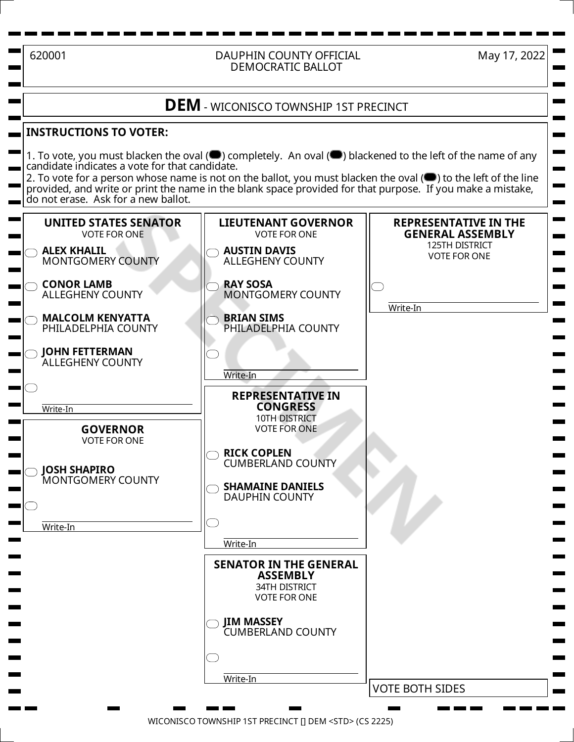620001

DAUPHIN COUNTY OFFICIAL
DEMOCRATIC BALLOT

May 17, 2022

# DEM - WICONISCO TOWNSHIP 1ST PRECINCT

**INSTRUCTIONS TO VOTER:**

1. To vote, you must blacken the oval (⬬) completely. An oval (⬬) blackened to the left of the name of any candidate indicates a vote for that candidate.
2. To vote for a person whose name is not on the ballot, you must blacken the oval (⬬) to the left of the line provided, and write or print the name in the blank space provided for that purpose. If you make a mistake, do not erase. Ask for a new ballot.

## UNITED STATES SENATOR
VOTE FOR ONE

- ⬭ **ALEX KHALIL** MONTGOMERY COUNTY
- ⬭ **CONOR LAMB** ALLEGHENY COUNTY
- ⬭ **MALCOLM KENYATTA** PHILADELPHIA COUNTY
- ⬭ **JOHN FETTERMAN** ALLEGHENY COUNTY
- ⬭ ________ Write-In

## GOVERNOR
VOTE FOR ONE

- ⬭ **JOSH SHAPIRO** MONTGOMERY COUNTY
- ⬭ ________ Write-In

## LIEUTENANT GOVERNOR
VOTE FOR ONE

- ⬭ **AUSTIN DAVIS** ALLEGHENY COUNTY
- ⬭ **RAY SOSA** MONTGOMERY COUNTY
- ⬭ **BRIAN SIMS** PHILADELPHIA COUNTY
- ⬭ ________ Write-In

## REPRESENTATIVE IN CONGRESS
10TH DISTRICT
VOTE FOR ONE

- ⬭ **RICK COPLEN** CUMBERLAND COUNTY
- ⬭ **SHAMAINE DANIELS** DAUPHIN COUNTY
- ⬭ ________ Write-In

## SENATOR IN THE GENERAL ASSEMBLY
34TH DISTRICT
VOTE FOR ONE

- ⬭ **JIM MASSEY** CUMBERLAND COUNTY
- ⬭ ________ Write-In

## REPRESENTATIVE IN THE GENERAL ASSEMBLY
125TH DISTRICT
VOTE FOR ONE

- ⬭ ________ Write-In

VOTE BOTH SIDES

WICONISCO TOWNSHIP 1ST PRECINCT [] DEM <STD> (CS 2225)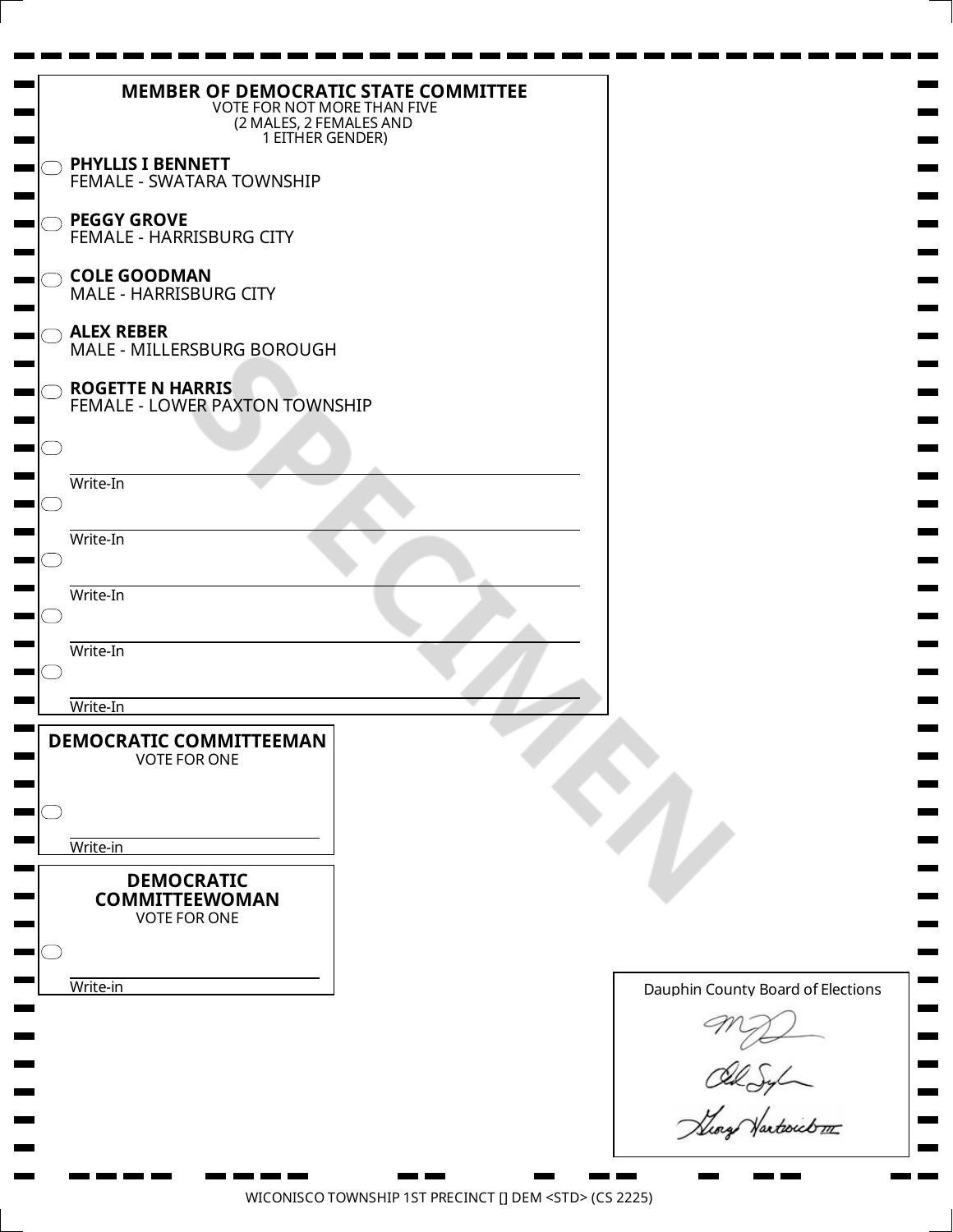## MEMBER OF DEMOCRATIC STATE COMMITTEE

VOTE FOR NOT MORE THAN FIVE
(2 MALES, 2 FEMALES AND
1 EITHER GENDER)

- ⬭ **PHYLLIS I BENNETT**
  FEMALE - SWATARA TOWNSHIP
- ⬭ **PEGGY GROVE**
  FEMALE - HARRISBURG CITY
- ⬭ **COLE GOODMAN**
  MALE - HARRISBURG CITY
- ⬭ **ALEX REBER**
  MALE - MILLERSBURG BOROUGH
- ⬭ **ROGETTE N HARRIS**
  FEMALE - LOWER PAXTON TOWNSHIP
- ⬭ ______________ Write-In
- ⬭ ______________ Write-In
- ⬭ ______________ Write-In
- ⬭ ______________ Write-In
- ⬭ ______________ Write-In

## DEMOCRATIC COMMITTEEMAN

VOTE FOR ONE

- ⬭ ______________ Write-in

## DEMOCRATIC COMMITTEEWOMAN

VOTE FOR ONE

- ⬭ ______________ Write-in

Dauphin County Board of Elections

SPECIMEN

WICONISCO TOWNSHIP 1ST PRECINCT [] DEM <STD> (CS 2225)